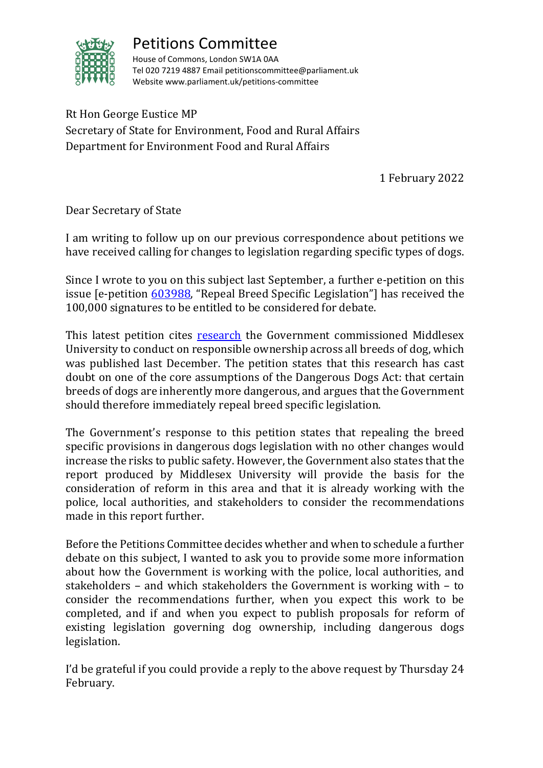# Petitions Committee

House of Commons, London SW1A 0AA
Tel 020 7219 4887 Email petitionscommittee@parliament.uk
Website www.parliament.uk/petitions-committee

Rt Hon George Eustice MP
Secretary of State for Environment, Food and Rural Affairs
Department for Environment Food and Rural Affairs

1 February 2022

Dear Secretary of State

I am writing to follow up on our previous correspondence about petitions we have received calling for changes to legislation regarding specific types of dogs.

Since I wrote to you on this subject last September, a further e-petition on this issue [e-petition [603988](), "Repeal Breed Specific Legislation"] has received the 100,000 signatures to be entitled to be considered for debate.

This latest petition cites [research]() the Government commissioned Middlesex University to conduct on responsible ownership across all breeds of dog, which was published last December. The petition states that this research has cast doubt on one of the core assumptions of the Dangerous Dogs Act: that certain breeds of dogs are inherently more dangerous, and argues that the Government should therefore immediately repeal breed specific legislation.

The Government's response to this petition states that repealing the breed specific provisions in dangerous dogs legislation with no other changes would increase the risks to public safety. However, the Government also states that the report produced by Middlesex University will provide the basis for the consideration of reform in this area and that it is already working with the police, local authorities, and stakeholders to consider the recommendations made in this report further.

Before the Petitions Committee decides whether and when to schedule a further debate on this subject, I wanted to ask you to provide some more information about how the Government is working with the police, local authorities, and stakeholders – and which stakeholders the Government is working with – to consider the recommendations further, when you expect this work to be completed, and if and when you expect to publish proposals for reform of existing legislation governing dog ownership, including dangerous dogs legislation.

I'd be grateful if you could provide a reply to the above request by Thursday 24 February.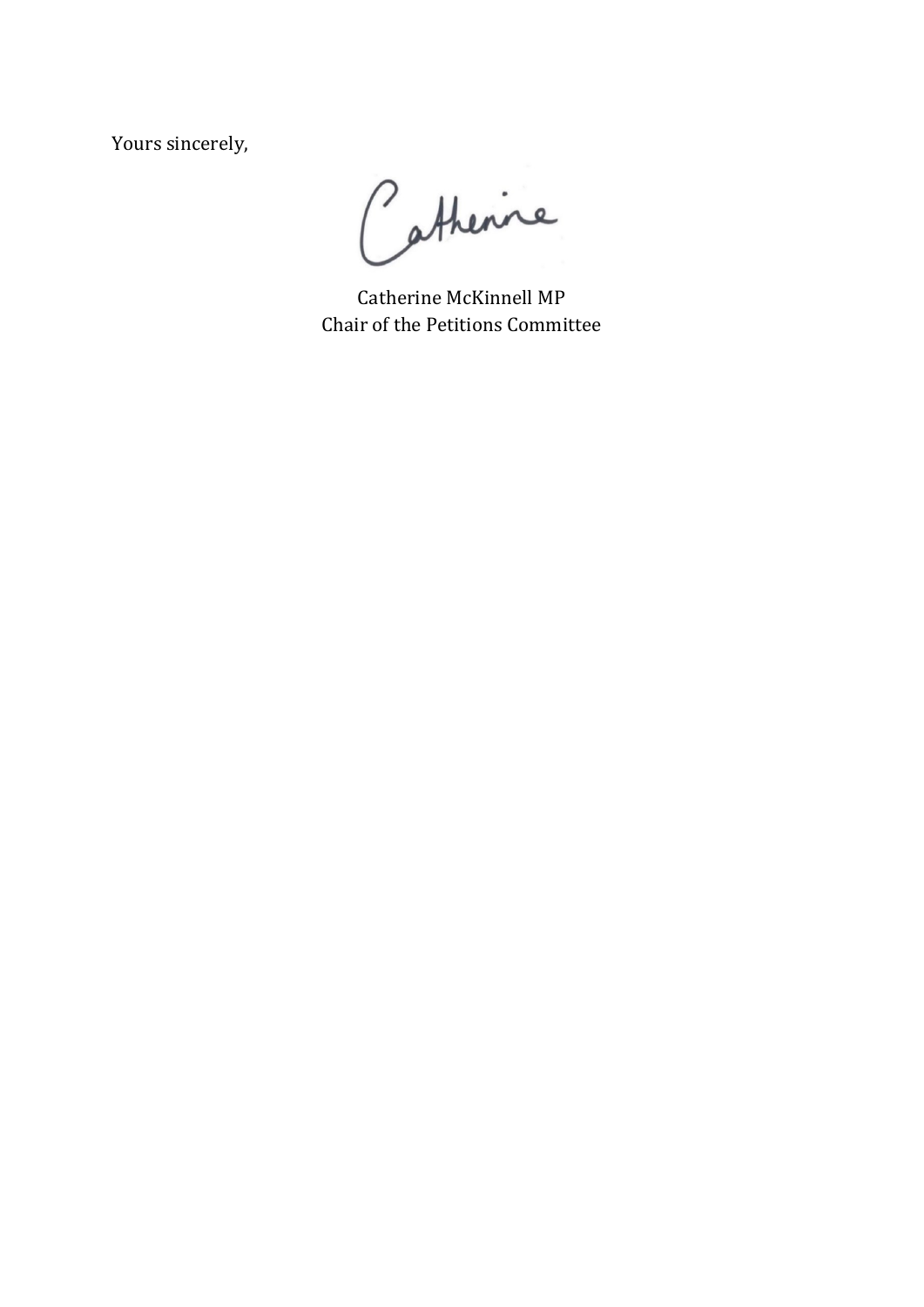Yours sincerely,

Catherine

Catherine McKinnell MP
Chair of the Petitions Committee